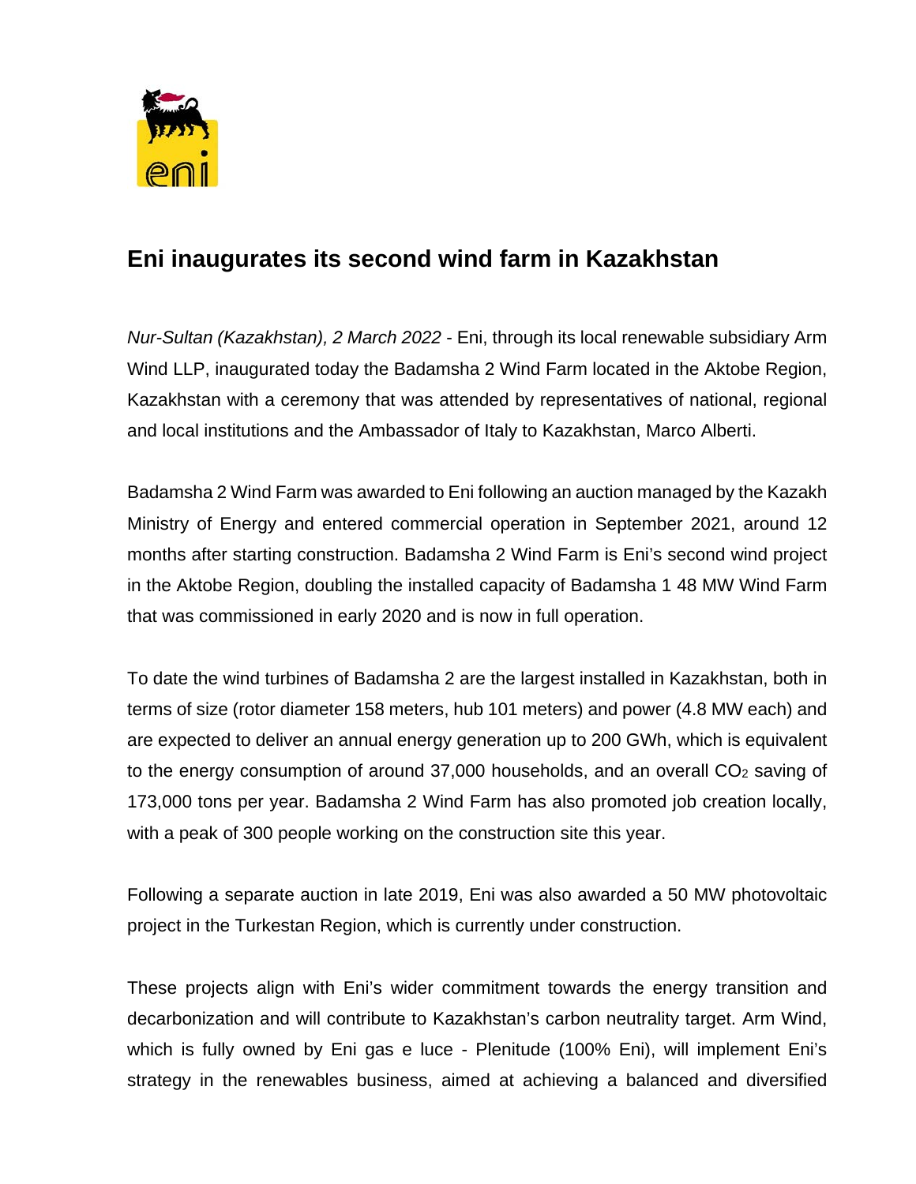# Eni inaugurates its second wind farm in Kazakhstan

*Nur-Sultan (Kazakhstan), 2 March 2022* - Eni, through its local renewable subsidiary Arm Wind LLP, inaugurated today the Badamsha 2 Wind Farm located in the Aktobe Region, Kazakhstan with a ceremony that was attended by representatives of national, regional and local institutions and the Ambassador of Italy to Kazakhstan, Marco Alberti.

Badamsha 2 Wind Farm was awarded to Eni following an auction managed by the Kazakh Ministry of Energy and entered commercial operation in September 2021, around 12 months after starting construction. Badamsha 2 Wind Farm is Eni's second wind project in the Aktobe Region, doubling the installed capacity of Badamsha 1 48 MW Wind Farm that was commissioned in early 2020 and is now in full operation.

To date the wind turbines of Badamsha 2 are the largest installed in Kazakhstan, both in terms of size (rotor diameter 158 meters, hub 101 meters) and power (4.8 MW each) and are expected to deliver an annual energy generation up to 200 GWh, which is equivalent to the energy consumption of around 37,000 households, and an overall $CO_2$ saving of 173,000 tons per year. Badamsha 2 Wind Farm has also promoted job creation locally, with a peak of 300 people working on the construction site this year.

Following a separate auction in late 2019, Eni was also awarded a 50 MW photovoltaic project in the Turkestan Region, which is currently under construction.

These projects align with Eni's wider commitment towards the energy transition and decarbonization and will contribute to Kazakhstan's carbon neutrality target. Arm Wind, which is fully owned by Eni gas e luce - Plenitude (100% Eni), will implement Eni's strategy in the renewables business, aimed at achieving a balanced and diversified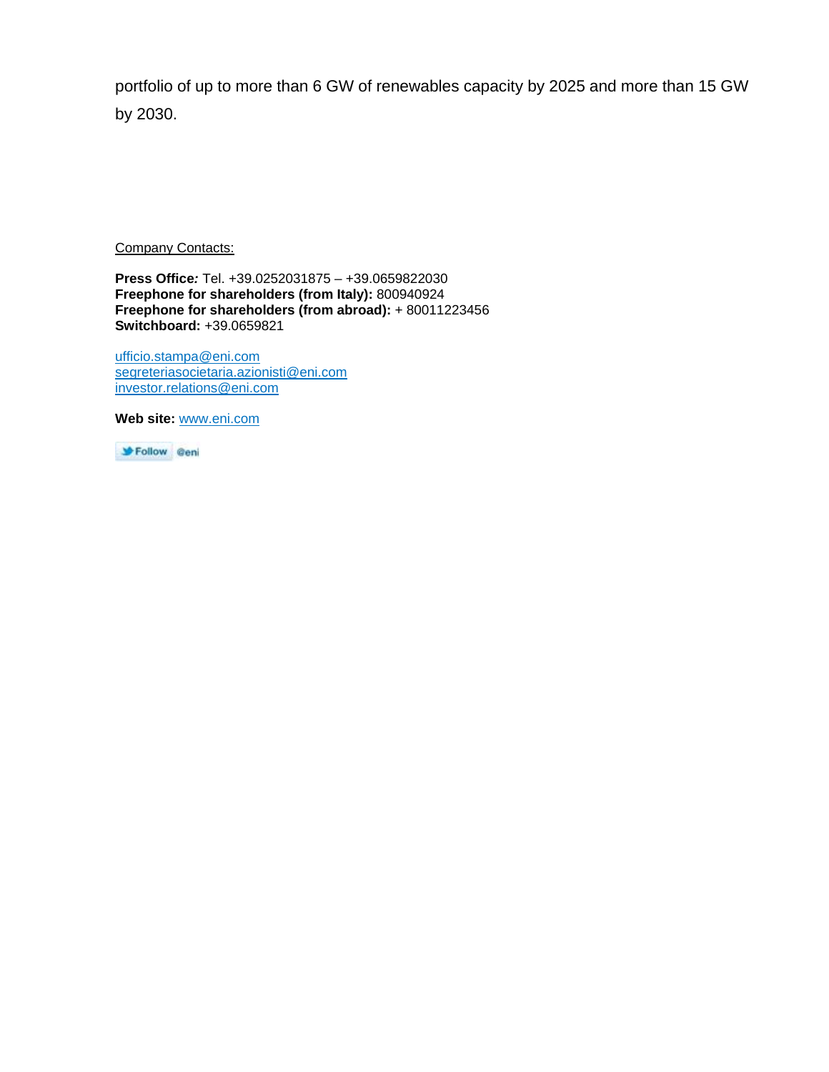portfolio of up to more than 6 GW of renewables capacity by 2025 and more than 15 GW by 2030.

Company Contacts:

**Press Office***:* Tel. +39.0252031875 – +39.0659822030
**Freephone for shareholders (from Italy):** 800940924
**Freephone for shareholders (from abroad):** + 80011223456
**Switchboard:** +39.0659821

ufficio.stampa@eni.com
segreteriasocietaria.azionisti@eni.com
investor.relations@eni.com

**Web site:** www.eni.com

Follow @eni